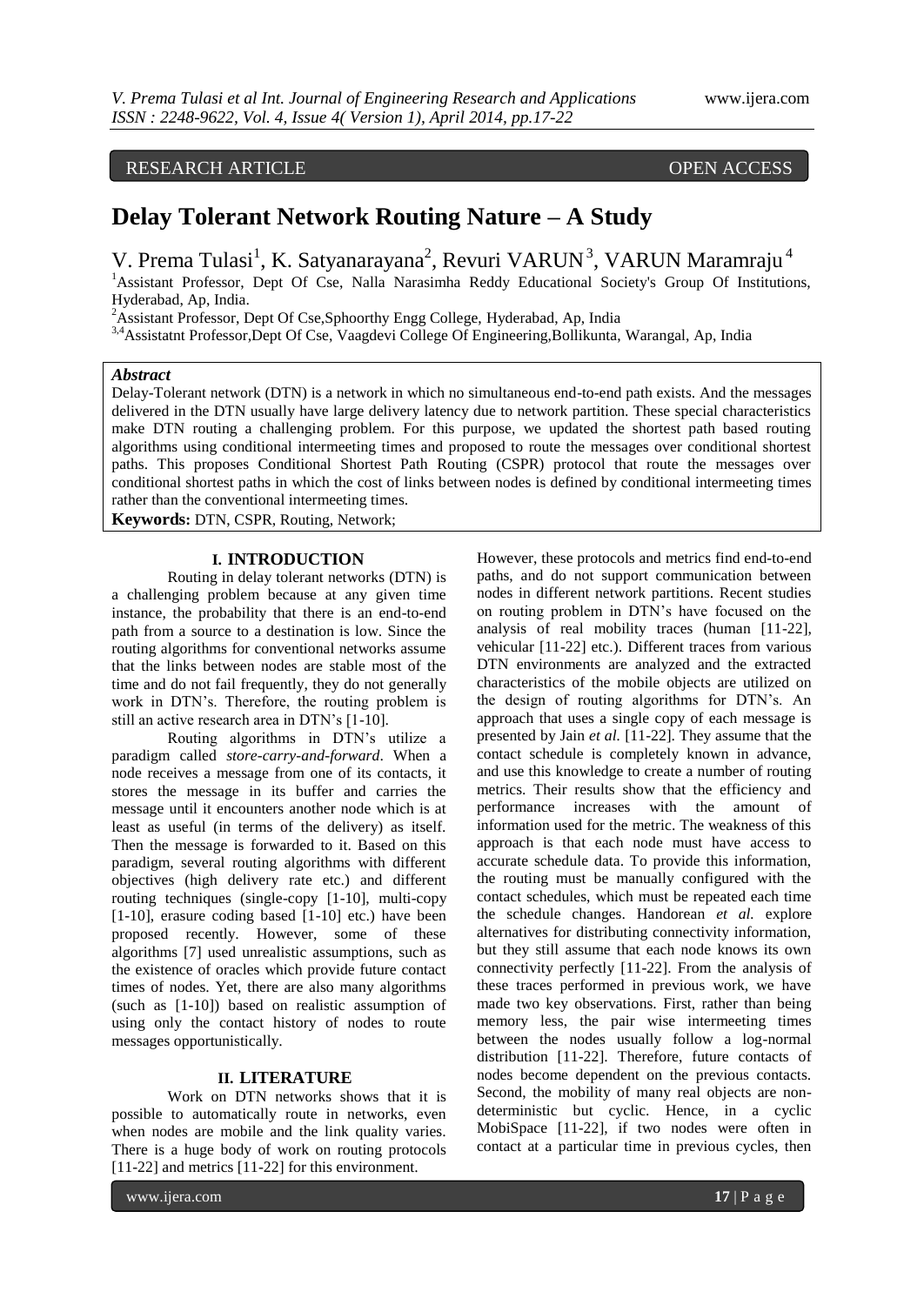RESEARCH ARTICLE OPEN ACCESS

# Delay Tolerant Network Routing Nature – A Study

V. Prema Tulasi[1], K. Satyanarayana[2], Revuri VARUN[3], VARUN Maramraju[4]

[1]Assistant Professor, Dept Of Cse, Nalla Narasimha Reddy Educational Society's Group Of Institutions, Hyderabad, Ap, India.

[2]Assistant Professor, Dept Of Cse,Sphoorthy Engg College, Hyderabad, Ap, India

[3,4]Assistatnt Professor,Dept Of Cse, Vaagdevi College Of Engineering,Bollikunta, Warangal, Ap, India

***Abstract***

Delay-Tolerant network (DTN) is a network in which no simultaneous end-to-end path exists. And the messages delivered in the DTN usually have large delivery latency due to network partition. These special characteristics make DTN routing a challenging problem. For this purpose, we updated the shortest path based routing algorithms using conditional intermeeting times and proposed to route the messages over conditional shortest paths. This proposes Conditional Shortest Path Routing (CSPR) protocol that route the messages over conditional shortest paths in which the cost of links between nodes is defined by conditional intermeeting times rather than the conventional intermeeting times.

**Keywords:** DTN, CSPR, Routing, Network;

## I. INTRODUCTION

Routing in delay tolerant networks (DTN) is a challenging problem because at any given time instance, the probability that there is an end-to-end path from a source to a destination is low. Since the routing algorithms for conventional networks assume that the links between nodes are stable most of the time and do not fail frequently, they do not generally work in DTN's. Therefore, the routing problem is still an active research area in DTN's [1-10].

Routing algorithms in DTN's utilize a paradigm called *store-carry-and-forward*. When a node receives a message from one of its contacts, it stores the message in its buffer and carries the message until it encounters another node which is at least as useful (in terms of the delivery) as itself. Then the message is forwarded to it. Based on this paradigm, several routing algorithms with different objectives (high delivery rate etc.) and different routing techniques (single-copy [1-10], multi-copy [1-10], erasure coding based [1-10] etc.) have been proposed recently. However, some of these algorithms [7] used unrealistic assumptions, such as the existence of oracles which provide future contact times of nodes. Yet, there are also many algorithms (such as [1-10]) based on realistic assumption of using only the contact history of nodes to route messages opportunistically.

## II. LITERATURE

Work on DTN networks shows that it is possible to automatically route in networks, even when nodes are mobile and the link quality varies. There is a huge body of work on routing protocols [11-22] and metrics [11-22] for this environment. However, these protocols and metrics find end-to-end paths, and do not support communication between nodes in different network partitions. Recent studies on routing problem in DTN's have focused on the analysis of real mobility traces (human [11-22], vehicular [11-22] etc.). Different traces from various DTN environments are analyzed and the extracted characteristics of the mobile objects are utilized on the design of routing algorithms for DTN's. An approach that uses a single copy of each message is presented by Jain *et al.* [11-22]. They assume that the contact schedule is completely known in advance, and use this knowledge to create a number of routing metrics. Their results show that the efficiency and performance increases with the amount of information used for the metric. The weakness of this approach is that each node must have access to accurate schedule data. To provide this information, the routing must be manually configured with the contact schedules, which must be repeated each time the schedule changes. Handorean *et al.* explore alternatives for distributing connectivity information, but they still assume that each node knows its own connectivity perfectly [11-22]. From the analysis of these traces performed in previous work, we have made two key observations. First, rather than being memory less, the pair wise intermeeting times between the nodes usually follow a log-normal distribution [11-22]. Therefore, future contacts of nodes become dependent on the previous contacts. Second, the mobility of many real objects are non-deterministic but cyclic. Hence, in a cyclic MobiSpace [11-22], if two nodes were often in contact at a particular time in previous cycles, then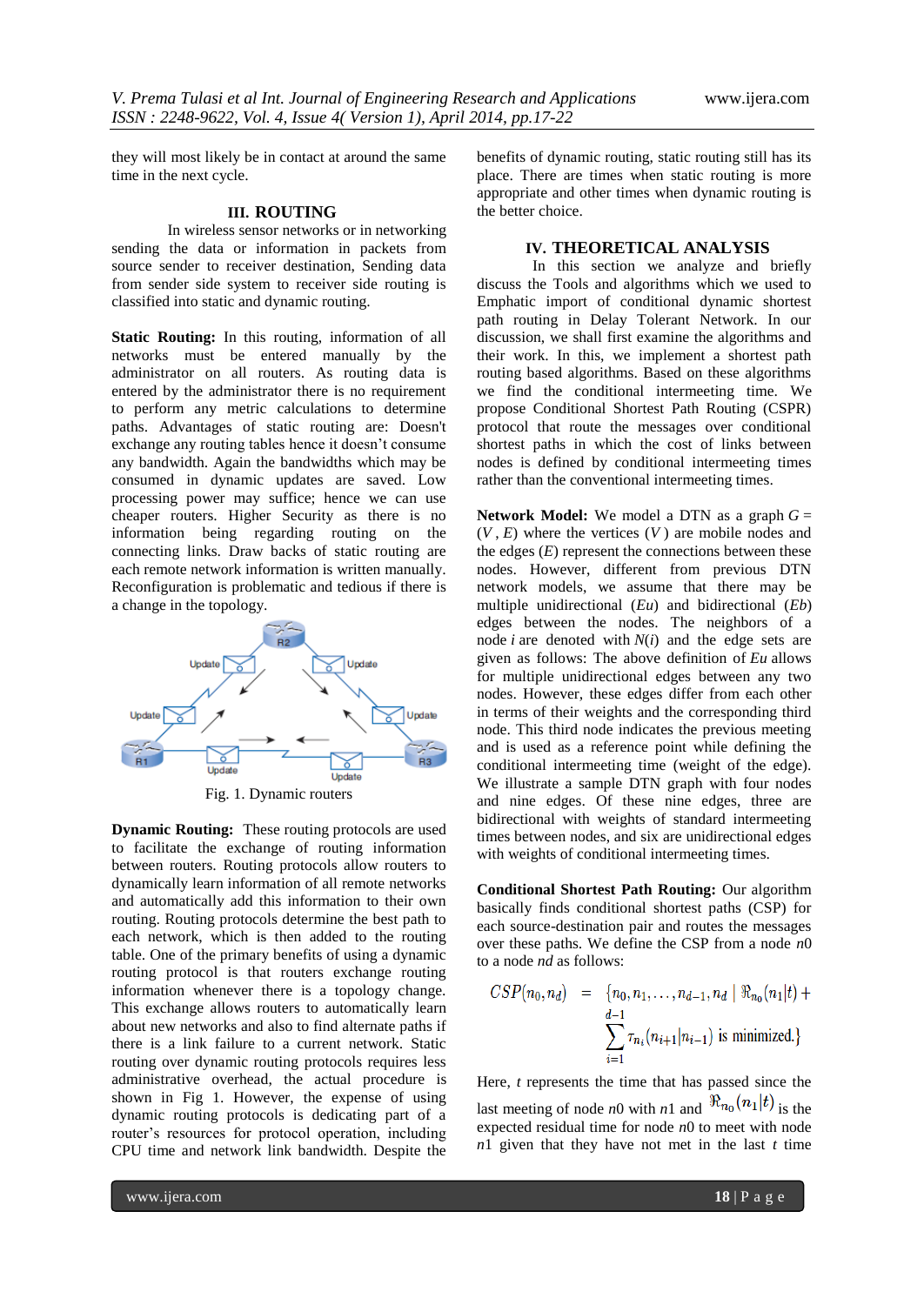they will most likely be in contact at around the same time in the next cycle.

## III. ROUTING

In wireless sensor networks or in networking sending the data or information in packets from source sender to receiver destination, Sending data from sender side system to receiver side routing is classified into static and dynamic routing.

**Static Routing:** In this routing, information of all networks must be entered manually by the administrator on all routers. As routing data is entered by the administrator there is no requirement to perform any metric calculations to determine paths. Advantages of static routing are: Doesn't exchange any routing tables hence it doesn't consume any bandwidth. Again the bandwidths which may be consumed in dynamic updates are saved. Low processing power may suffice; hence we can use cheaper routers. Higher Security as there is no information being regarding routing on the connecting links. Draw backs of static routing are each remote network information is written manually. Reconfiguration is problematic and tedious if there is a change in the topology.

Fig. 1. Dynamic routers

**Dynamic Routing:** These routing protocols are used to facilitate the exchange of routing information between routers. Routing protocols allow routers to dynamically learn information of all remote networks and automatically add this information to their own routing. Routing protocols determine the best path to each network, which is then added to the routing table. One of the primary benefits of using a dynamic routing protocol is that routers exchange routing information whenever there is a topology change. This exchange allows routers to automatically learn about new networks and also to find alternate paths if there is a link failure to a current network. Static routing over dynamic routing protocols requires less administrative overhead, the actual procedure is shown in Fig 1. However, the expense of using dynamic routing protocols is dedicating part of a router's resources for protocol operation, including CPU time and network link bandwidth. Despite the benefits of dynamic routing, static routing still has its place. There are times when static routing is more appropriate and other times when dynamic routing is the better choice.

## IV. THEORETICAL ANALYSIS

In this section we analyze and briefly discuss the Tools and algorithms which we used to Emphatic import of conditional dynamic shortest path routing in Delay Tolerant Network. In our discussion, we shall first examine the algorithms and their work. In this, we implement a shortest path routing based algorithms. Based on these algorithms we find the conditional intermeeting time. We propose Conditional Shortest Path Routing (CSPR) protocol that route the messages over conditional shortest paths in which the cost of links between nodes is defined by conditional intermeeting times rather than the conventional intermeeting times.

**Network Model:** We model a DTN as a graph $G = (V, E)$ where the vertices ($V$) are mobile nodes and the edges ($E$) represent the connections between these nodes. However, different from previous DTN network models, we assume that there may be multiple unidirectional ($Eu$) and bidirectional ($Eb$) edges between the nodes. The neighbors of a node $i$ are denoted with $N(i)$ and the edge sets are given as follows: The above definition of $Eu$ allows for multiple unidirectional edges between any two nodes. However, these edges differ from each other in terms of their weights and the corresponding third node. This third node indicates the previous meeting and is used as a reference point while defining the conditional intermeeting time (weight of the edge). We illustrate a sample DTN graph with four nodes and nine edges. Of these nine edges, three are bidirectional with weights of standard intermeeting times between nodes, and six are unidirectional edges with weights of conditional intermeeting times.

**Conditional Shortest Path Routing:** Our algorithm basically finds conditional shortest paths (CSP) for each source-destination pair and routes the messages over these paths. We define the CSP from a node $n0$ to a node $nd$ as follows:

$$CSP(n_0, n_d) = \{n_0, n_1, \ldots, n_{d-1}, n_d \mid \Re_{n_0}(n_1|t) + \sum_{i=1}^{d-1} \tau_{n_i}(n_{i+1}|n_{i-1}) \text{ is minimized.}\}$$

Here, $t$ represents the time that has passed since the last meeting of node $n0$ with $n1$ and $\Re_{n_0}(n_1|t)$ is the expected residual time for node $n0$ to meet with node $n1$ given that they have not met in the last $t$ time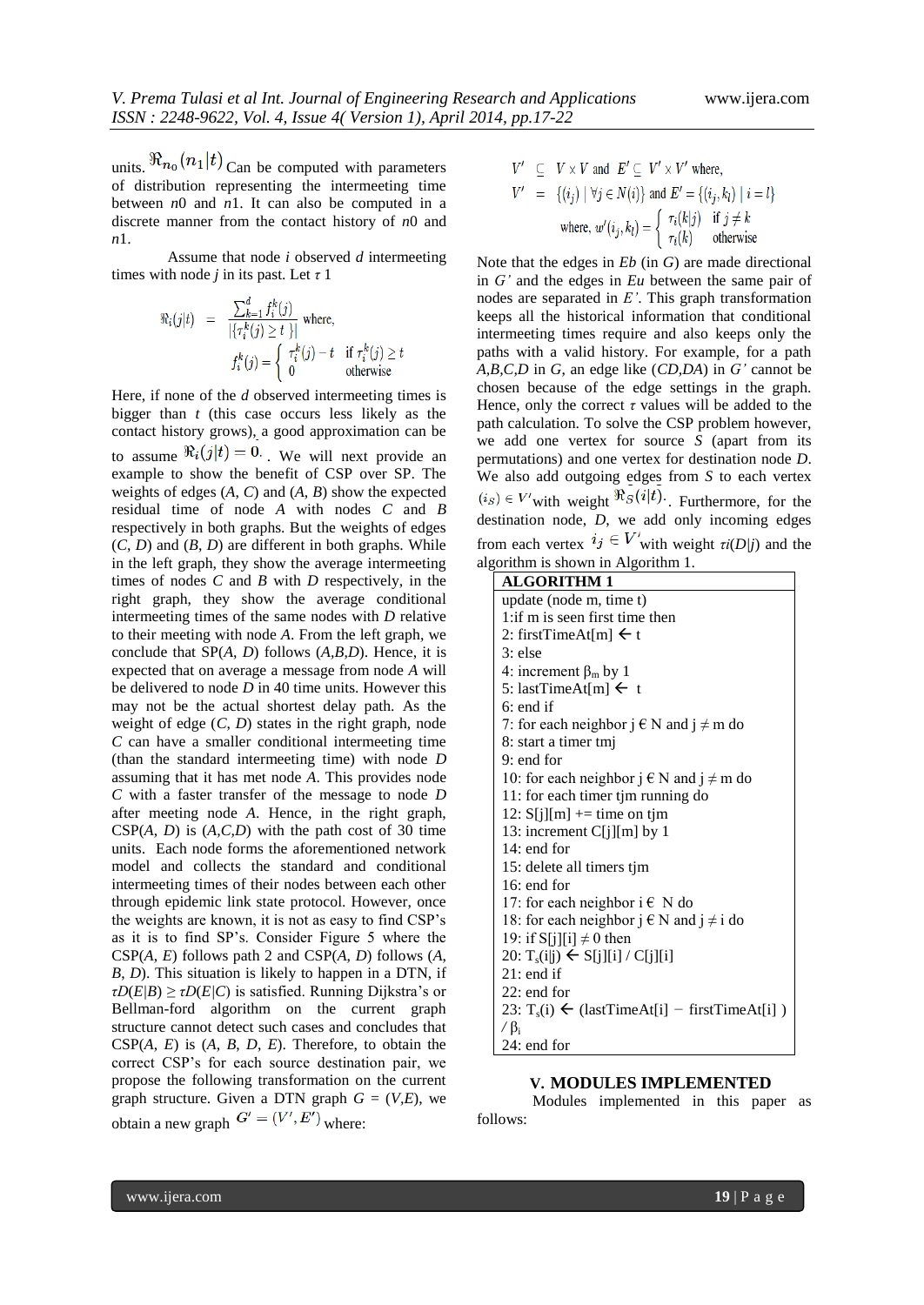units. $\Re_{n_0}(n_1|t)$ Can be computed with parameters of distribution representing the intermeeting time between $n0$ and $n1$. It can also be computed in a discrete manner from the contact history of $n0$ and $n1$.

Assume that node $i$ observed $d$ intermeeting times with node $j$ in its past. Let $\tau$ 1

$$\Re_i(j|t) = \frac{\sum_{k=1}^{d} f_i^k(j)}{|\{\tau_i^k(j) \geq t\}|} \text{ where,}$$

$$f_i^k(j) = \begin{cases} \tau_i^k(j) - t & \text{if } \tau_i^k(j) \geq t \\ 0 & \text{otherwise} \end{cases}$$

Here, if none of the $d$ observed intermeeting times is bigger than $t$ (this case occurs less likely as the contact history grows), a good approximation can be to assume $\Re_i(j|t) = 0$. We will next provide an example to show the benefit of CSP over SP. The weights of edges ($A$, $C$) and ($A$, $B$) show the expected residual time of node $A$ with nodes $C$ and $B$ respectively in both graphs. But the weights of edges ($C$, $D$) and ($B$, $D$) are different in both graphs. While in the left graph, they show the average intermeeting times of nodes $C$ and $B$ with $D$ respectively, in the right graph, they show the average conditional intermeeting times of the same nodes with $D$ relative to their meeting with node $A$. From the left graph, we conclude that SP($A$, $D$) follows ($A$,$B$,$D$). Hence, it is expected that on average a message from node $A$ will be delivered to node $D$ in 10 time units. However this may not be the actual shortest delay path. As the weight of edge ($C$, $D$) states in the right graph, node $C$ can have a smaller conditional intermeeting time (than the standard intermeeting time) with node $D$ assuming that it has met node $A$. This provides node $C$ with a faster transfer of the message to node $D$ after meeting node $A$. Hence, in the right graph, CSP($A$, $D$) is ($A$,$C$,$D$) with the path cost of 30 time units. Each node forms the aforementioned network model and collects the standard and conditional intermeeting times of their nodes between each other through epidemic link state protocol. However, once the weights are known, it is not as easy to find CSP's as it is to find SP's. Consider Figure 5 where the CSP($A$, $E$) follows path 2 and CSP($A$, $D$) follows ($A$, $B$, $D$). This situation is likely to happen in a DTN, if $\tau D(E|B) \geq \tau D(E|C)$ is satisfied. Running Dijkstra's or Bellman-ford algorithm on the current graph structure cannot detect such cases and concludes that CSP($A$, $E$) is ($A$, $B$, $D$, $E$). Therefore, to obtain the correct CSP's for each source destination pair, we propose the following transformation on the current graph structure. Given a DTN graph $G = (V,E)$, we obtain a new graph $G' = (V', E')$ where:

$$V' \subseteq V \times V \text{ and } E' \subseteq V' \times V' \text{ where,}$$

$$V' = \{(i_j) \mid \forall j \in N(i)\} \text{ and } E' = \{(i_j, k_l) \mid i = l\}$$

$$\text{where, } w'(i_j, k_l) = \begin{cases} \tau_i(k|j) & \text{if } j \neq k \\ \tau_i(k) & \text{otherwise} \end{cases}$$

Note that the edges in $Eb$ (in $G$) are made directional in $G'$ and the edges in $Eu$ between the same pair of nodes are separated in $E'$. This graph transformation keeps all the historical information that conditional intermeeting times require and also keeps only the paths with a valid history. For example, for a path $A$,$B$,$C$,$D$ in $G$, an edge like ($CD$,$DA$) in $G'$ cannot be chosen because of the edge settings in the graph. Hence, only the correct $\tau$ values will be added to the path calculation. To solve the CSP problem however, we add one vertex for source $S$ (apart from its permutations) and one vertex for destination node $D$. We also add outgoing edges from $S$ to each vertex $(i_S) \in V'$ with weight $\Re_S(i|t)$. Furthermore, for the destination node, $D$, we add only incoming edges from each vertex $i_j \in V'$ with weight $\tau i(D|j)$ and the algorithm is shown in Algorithm 1.

| **ALGORITHM 1** |
|---|
| update (node m, time t) |
| 1:if m is seen first time then |
| 2: firstTimeAt[m] ← t |
| 3: else |
| 4: increment $\beta_m$ by 1 |
| 5: lastTimeAt[m] ← t |
| 6: end if |
| 7: for each neighbor j € N and j ≠ m do |
| 8: start a timer tmj |
| 9: end for |
| 10: for each neighbor j € N and j ≠ m do |
| 11: for each timer tjm running do |
| 12: S[j][m] += time on tjm |
| 13: increment C[j][m] by 1 |
| 14: end for |
| 15: delete all timers tjm |
| 16: end for |
| 17: for each neighbor i € N do |
| 18: for each neighbor j € N and j ≠ i do |
| 19: if S[j][i] ≠ 0 then |
| 20: $T_s$(i\|j) ← S[j][i] / C[j][i] |
| 21: end if |
| 22: end for |
| 23: $T_s$(i) ← (lastTimeAt[i] − firstTimeAt[i] ) / $\beta_i$ |
| 24: end for |

## V. MODULES IMPLEMENTED

Modules implemented in this paper as follows: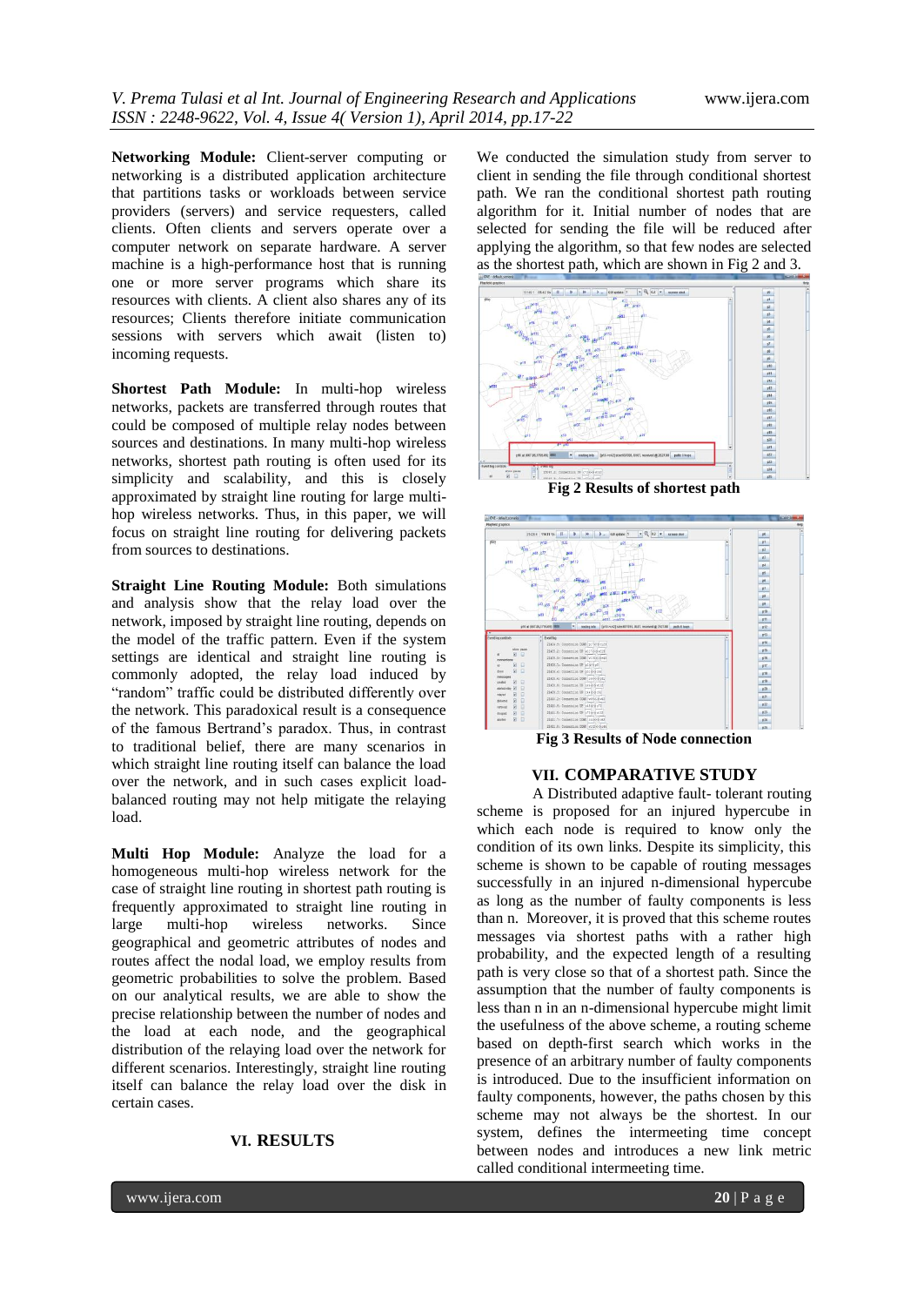**Networking Module:** Client-server computing or networking is a distributed application architecture that partitions tasks or workloads between service providers (servers) and service requesters, called clients. Often clients and servers operate over a computer network on separate hardware. A server machine is a high-performance host that is running one or more server programs which share its resources with clients. A client also shares any of its resources; Clients therefore initiate communication sessions with servers which await (listen to) incoming requests.

**Shortest Path Module:** In multi-hop wireless networks, packets are transferred through routes that could be composed of multiple relay nodes between sources and destinations. In many multi-hop wireless networks, shortest path routing is often used for its simplicity and scalability, and this is closely approximated by straight line routing for large multi-hop wireless networks. Thus, in this paper, we will focus on straight line routing for delivering packets from sources to destinations.

**Straight Line Routing Module:** Both simulations and analysis show that the relay load over the network, imposed by straight line routing, depends on the model of the traffic pattern. Even if the system settings are identical and straight line routing is commonly adopted, the relay load induced by "random" traffic could be distributed differently over the network. This paradoxical result is a consequence of the famous Bertrand's paradox. Thus, in contrast to traditional belief, there are many scenarios in which straight line routing itself can balance the load over the network, and in such cases explicit load-balanced routing may not help mitigate the relaying load.

**Multi Hop Module:** Analyze the load for a homogeneous multi-hop wireless network for the case of straight line routing in shortest path routing is frequently approximated to straight line routing in large multi-hop wireless networks. Since geographical and geometric attributes of nodes and routes affect the nodal load, we employ results from geometric probabilities to solve the problem. Based on our analytical results, we are able to show the precise relationship between the number of nodes and the load at each node, and the geographical distribution of the relaying load over the network for different scenarios. Interestingly, straight line routing itself can balance the relay load over the disk in certain cases.

## VI. RESULTS

We conducted the simulation study from server to client in sending the file through conditional shortest path. We ran the conditional shortest path routing algorithm for it. Initial number of nodes that are selected for sending the file will be reduced after applying the algorithm, so that few nodes are selected as the shortest path, which are shown in Fig 2 and 3.

**Fig 2 Results of shortest path**

**Fig 3 Results of Node connection**

## VII. COMPARATIVE STUDY

A Distributed adaptive fault- tolerant routing scheme is proposed for an injured hypercube in which each node is required to know only the condition of its own links. Despite its simplicity, this scheme is shown to be capable of routing messages successfully in an injured n-dimensional hypercube as long as the number of faulty components is less than n. Moreover, it is proved that this scheme routes messages via shortest paths with a rather high probability, and the expected length of a resulting path is very close so that of a shortest path. Since the assumption that the number of faulty components is less than n in an n-dimensional hypercube might limit the usefulness of the above scheme, a routing scheme based on depth-first search which works in the presence of an arbitrary number of faulty components is introduced. Due to the insufficient information on faulty components, however, the paths chosen by this scheme may not always be the shortest. In our system, defines the intermeeting time concept between nodes and introduces a new link metric called conditional intermeeting time.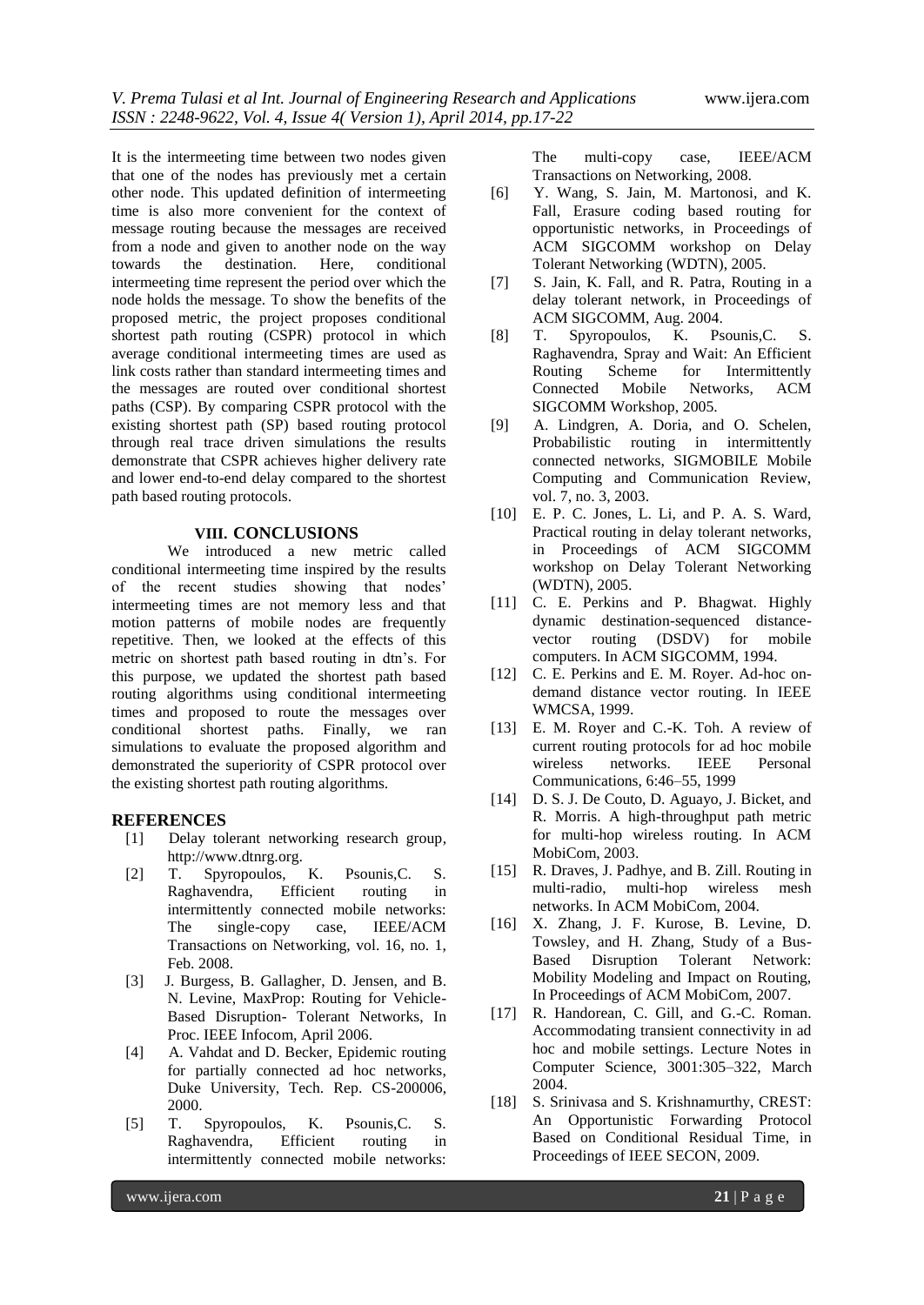It is the intermeeting time between two nodes given that one of the nodes has previously met a certain other node. This updated definition of intermeeting time is also more convenient for the context of message routing because the messages are received from a node and given to another node on the way towards the destination. Here, conditional intermeeting time represent the period over which the node holds the message. To show the benefits of the proposed metric, the project proposes conditional shortest path routing (CSPR) protocol in which average conditional intermeeting times are used as link costs rather than standard intermeeting times and the messages are routed over conditional shortest paths (CSP). By comparing CSPR protocol with the existing shortest path (SP) based routing protocol through real trace driven simulations the results demonstrate that CSPR achieves higher delivery rate and lower end-to-end delay compared to the shortest path based routing protocols.

## VIII. CONCLUSIONS

We introduced a new metric called conditional intermeeting time inspired by the results of the recent studies showing that nodes' intermeeting times are not memory less and that motion patterns of mobile nodes are frequently repetitive. Then, we looked at the effects of this metric on shortest path based routing in dtn's. For this purpose, we updated the shortest path based routing algorithms using conditional intermeeting times and proposed to route the messages over conditional shortest paths. Finally, we ran simulations to evaluate the proposed algorithm and demonstrated the superiority of CSPR protocol over the existing shortest path routing algorithms.

## REFERENCES

[1] Delay tolerant networking research group, http://www.dtnrg.org.

[2] T. Spyropoulos, K. Psounis,C. S. Raghavendra, Efficient routing in intermittently connected mobile networks: The single-copy case, IEEE/ACM Transactions on Networking, vol. 16, no. 1, Feb. 2008.

[3] J. Burgess, B. Gallagher, D. Jensen, and B. N. Levine, MaxProp: Routing for Vehicle-Based Disruption- Tolerant Networks, In Proc. IEEE Infocom, April 2006.

[4] A. Vahdat and D. Becker, Epidemic routing for partially connected ad hoc networks, Duke University, Tech. Rep. CS-200006, 2000.

[5] T. Spyropoulos, K. Psounis,C. S. Raghavendra, Efficient routing in intermittently connected mobile networks: The multi-copy case, IEEE/ACM Transactions on Networking, 2008.

[6] Y. Wang, S. Jain, M. Martonosi, and K. Fall, Erasure coding based routing for opportunistic networks, in Proceedings of ACM SIGCOMM workshop on Delay Tolerant Networking (WDTN), 2005.

[7] S. Jain, K. Fall, and R. Patra, Routing in a delay tolerant network, in Proceedings of ACM SIGCOMM, Aug. 2004.

[8] T. Spyropoulos, K. Psounis,C. S. Raghavendra, Spray and Wait: An Efficient Routing Scheme for Intermittently Connected Mobile Networks, ACM SIGCOMM Workshop, 2005.

[9] A. Lindgren, A. Doria, and O. Schelen, Probabilistic routing in intermittently connected networks, SIGMOBILE Mobile Computing and Communication Review, vol. 7, no. 3, 2003.

[10] E. P. C. Jones, L. Li, and P. A. S. Ward, Practical routing in delay tolerant networks, in Proceedings of ACM SIGCOMM workshop on Delay Tolerant Networking (WDTN), 2005.

[11] C. E. Perkins and P. Bhagwat. Highly dynamic destination-sequenced distance-vector routing (DSDV) for mobile computers. In ACM SIGCOMM, 1994.

[12] C. E. Perkins and E. M. Royer. Ad-hoc on-demand distance vector routing. In IEEE WMCSA, 1999.

[13] E. M. Royer and C.-K. Toh. A review of current routing protocols for ad hoc mobile wireless networks. IEEE Personal Communications, 6:46–55, 1999

[14] D. S. J. De Couto, D. Aguayo, J. Bicket, and R. Morris. A high-throughput path metric for multi-hop wireless routing. In ACM MobiCom, 2003.

[15] R. Draves, J. Padhye, and B. Zill. Routing in multi-radio, multi-hop wireless mesh networks. In ACM MobiCom, 2004.

[16] X. Zhang, J. F. Kurose, B. Levine, D. Towsley, and H. Zhang, Study of a Bus-Based Disruption Tolerant Network: Mobility Modeling and Impact on Routing, In Proceedings of ACM MobiCom, 2007.

[17] R. Handorean, C. Gill, and G.-C. Roman. Accommodating transient connectivity in ad hoc and mobile settings. Lecture Notes in Computer Science, 3001:305–322, March 2004.

[18] S. Srinivasa and S. Krishnamurthy, CREST: An Opportunistic Forwarding Protocol Based on Conditional Residual Time, in Proceedings of IEEE SECON, 2009.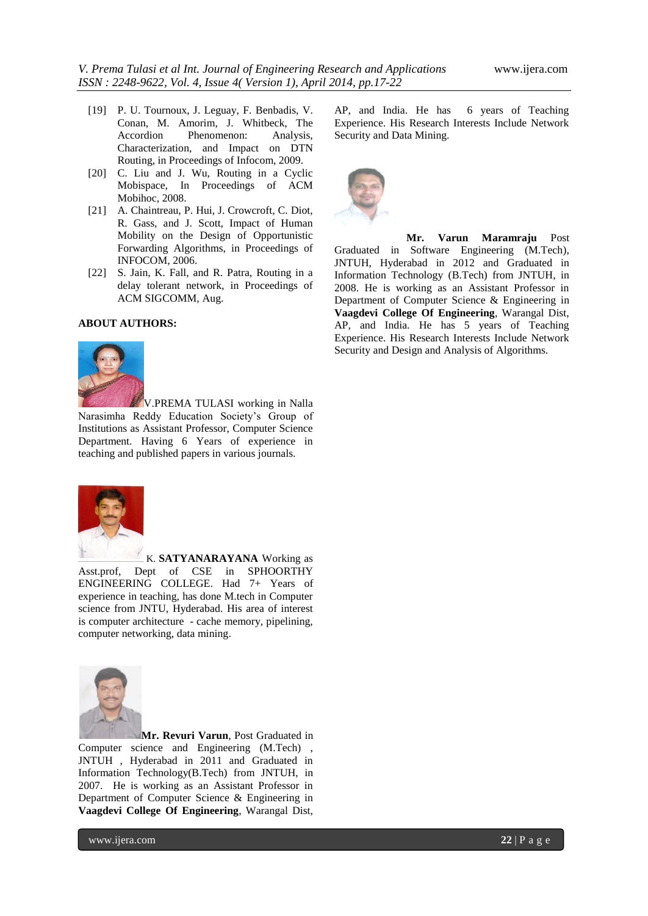[19] P. U. Tournoux, J. Leguay, F. Benbadis, V. Conan, M. Amorim, J. Whitbeck, The Accordion Phenomenon: Analysis, Characterization, and Impact on DTN Routing, in Proceedings of Infocom, 2009.

[20] C. Liu and J. Wu, Routing in a Cyclic Mobispace, In Proceedings of ACM Mobihoc, 2008.

[21] A. Chaintreau, P. Hui, J. Crowcroft, C. Diot, R. Gass, and J. Scott, Impact of Human Mobility on the Design of Opportunistic Forwarding Algorithms, in Proceedings of INFOCOM, 2006.

[22] S. Jain, K. Fall, and R. Patra, Routing in a delay tolerant network, in Proceedings of ACM SIGCOMM, Aug.

**ABOUT AUTHORS:**

V.PREMA TULASI working in Nalla Narasimha Reddy Education Society's Group of Institutions as Assistant Professor, Computer Science Department. Having 6 Years of experience in teaching and published papers in various journals.

K. **SATYANARAYANA** Working as Asst.prof, Dept of CSE in SPHOORTHY ENGINEERING COLLEGE. Had 7+ Years of experience in teaching, has done M.tech in Computer science from JNTU, Hyderabad. His area of interest is computer architecture - cache memory, pipelining, computer networking, data mining.

**Mr. Revuri Varun**, Post Graduated in Computer science and Engineering (M.Tech) , JNTUH , Hyderabad in 2011 and Graduated in Information Technology(B.Tech) from JNTUH, in 2007. He is working as an Assistant Professor in Department of Computer Science & Engineering in **Vaagdevi College Of Engineering**, Warangal Dist, AP, and India. He has 6 years of Teaching Experience. His Research Interests Include Network Security and Data Mining.

**Mr. Varun Maramraju** Post Graduated in Software Engineering (M.Tech), JNTUH, Hyderabad in 2012 and Graduated in Information Technology (B.Tech) from JNTUH, in 2008. He is working as an Assistant Professor in Department of Computer Science & Engineering in **Vaagdevi College Of Engineering**, Warangal Dist, AP, and India. He has 5 years of Teaching Experience. His Research Interests Include Network Security and Design and Analysis of Algorithms.